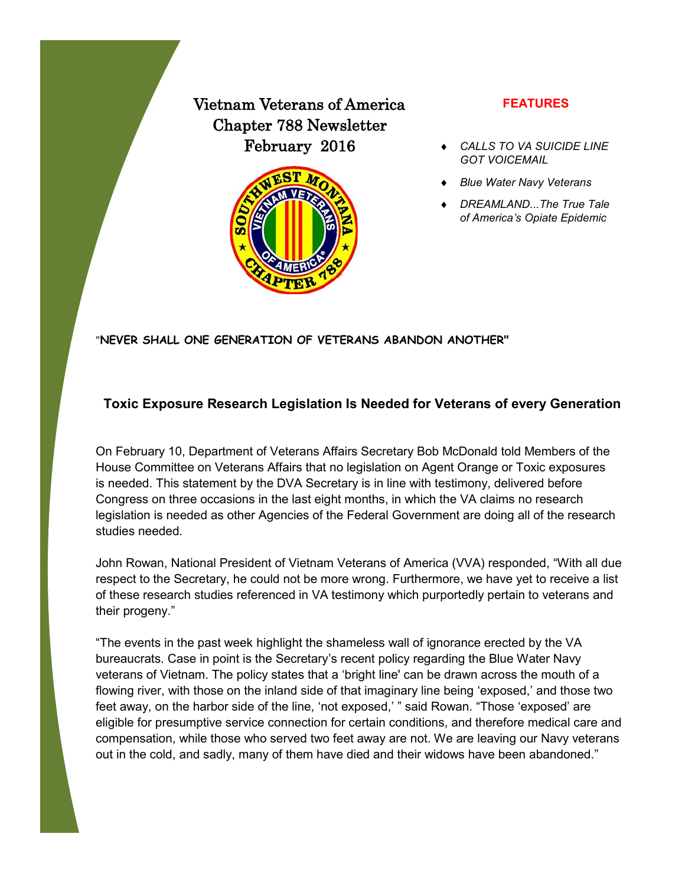# Vietnam Veterans of America
# Chapter 788 Newsletter
# February 2016

**FEATURES**

- *CALLS TO VA SUICIDE LINE GOT VOICEMAIL*
- *Blue Water Navy Veterans*
- *DREAMLAND...The True Tale of America's Opiate Epidemic*

"**NEVER SHALL ONE GENERATION OF VETERANS ABANDON ANOTHER"**

## Toxic Exposure Research Legislation Is Needed for Veterans of every Generation

On February 10, Department of Veterans Affairs Secretary Bob McDonald told Members of the House Committee on Veterans Affairs that no legislation on Agent Orange or Toxic exposures is needed. This statement by the DVA Secretary is in line with testimony, delivered before Congress on three occasions in the last eight months, in which the VA claims no research legislation is needed as other Agencies of the Federal Government are doing all of the research studies needed.

John Rowan, National President of Vietnam Veterans of America (VVA) responded, "With all due respect to the Secretary, he could not be more wrong. Furthermore, we have yet to receive a list of these research studies referenced in VA testimony which purportedly pertain to veterans and their progeny."

"The events in the past week highlight the shameless wall of ignorance erected by the VA bureaucrats. Case in point is the Secretary's recent policy regarding the Blue Water Navy veterans of Vietnam. The policy states that a 'bright line' can be drawn across the mouth of a flowing river, with those on the inland side of that imaginary line being 'exposed,' and those two feet away, on the harbor side of the line, 'not exposed,' " said Rowan. "Those 'exposed' are eligible for presumptive service connection for certain conditions, and therefore medical care and compensation, while those who served two feet away are not. We are leaving our Navy veterans out in the cold, and sadly, many of them have died and their widows have been abandoned."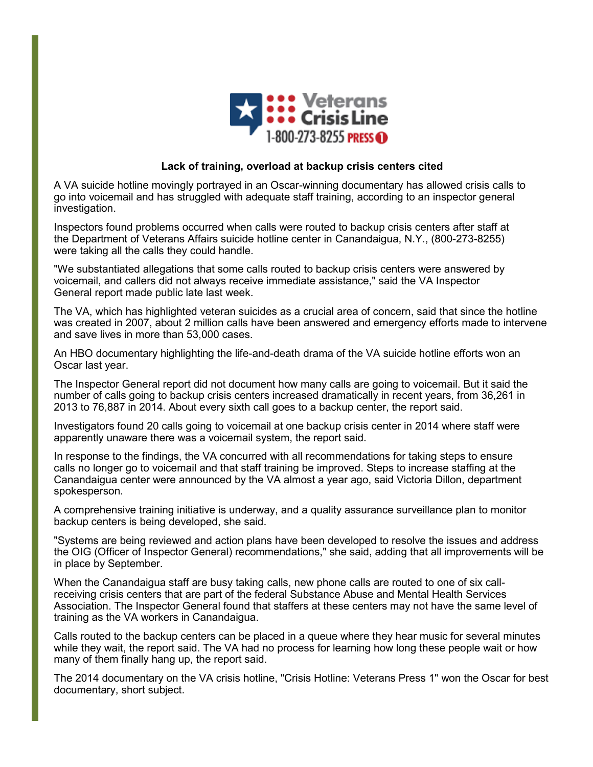Veterans Crisis Line
1-800-273-8255 PRESS 1

**Lack of training, overload at backup crisis centers cited**

A VA suicide hotline movingly portrayed in an Oscar-winning documentary has allowed crisis calls to go into voicemail and has struggled with adequate staff training, according to an inspector general investigation.

Inspectors found problems occurred when calls were routed to backup crisis centers after staff at the Department of Veterans Affairs suicide hotline center in Canandaigua, N.Y., (800-273-8255) were taking all the calls they could handle.

"We substantiated allegations that some calls routed to backup crisis centers were answered by voicemail, and callers did not always receive immediate assistance," said the VA Inspector General report made public late last week.

The VA, which has highlighted veteran suicides as a crucial area of concern, said that since the hotline was created in 2007, about 2 million calls have been answered and emergency efforts made to intervene and save lives in more than 53,000 cases.

An HBO documentary highlighting the life-and-death drama of the VA suicide hotline efforts won an Oscar last year.

The Inspector General report did not document how many calls are going to voicemail. But it said the number of calls going to backup crisis centers increased dramatically in recent years, from 36,261 in 2013 to 76,887 in 2014. About every sixth call goes to a backup center, the report said.

Investigators found 20 calls going to voicemail at one backup crisis center in 2014 where staff were apparently unaware there was a voicemail system, the report said.

In response to the findings, the VA concurred with all recommendations for taking steps to ensure calls no longer go to voicemail and that staff training be improved. Steps to increase staffing at the Canandaigua center were announced by the VA almost a year ago, said Victoria Dillon, department spokesperson.

A comprehensive training initiative is underway, and a quality assurance surveillance plan to monitor backup centers is being developed, she said.

"Systems are being reviewed and action plans have been developed to resolve the issues and address the OIG (Officer of Inspector General) recommendations," she said, adding that all improvements will be in place by September.

When the Canandaigua staff are busy taking calls, new phone calls are routed to one of six call-receiving crisis centers that are part of the federal Substance Abuse and Mental Health Services Association. The Inspector General found that staffers at these centers may not have the same level of training as the VA workers in Canandaigua.

Calls routed to the backup centers can be placed in a queue where they hear music for several minutes while they wait, the report said. The VA had no process for learning how long these people wait or how many of them finally hang up, the report said.

The 2014 documentary on the VA crisis hotline, "Crisis Hotline: Veterans Press 1" won the Oscar for best documentary, short subject.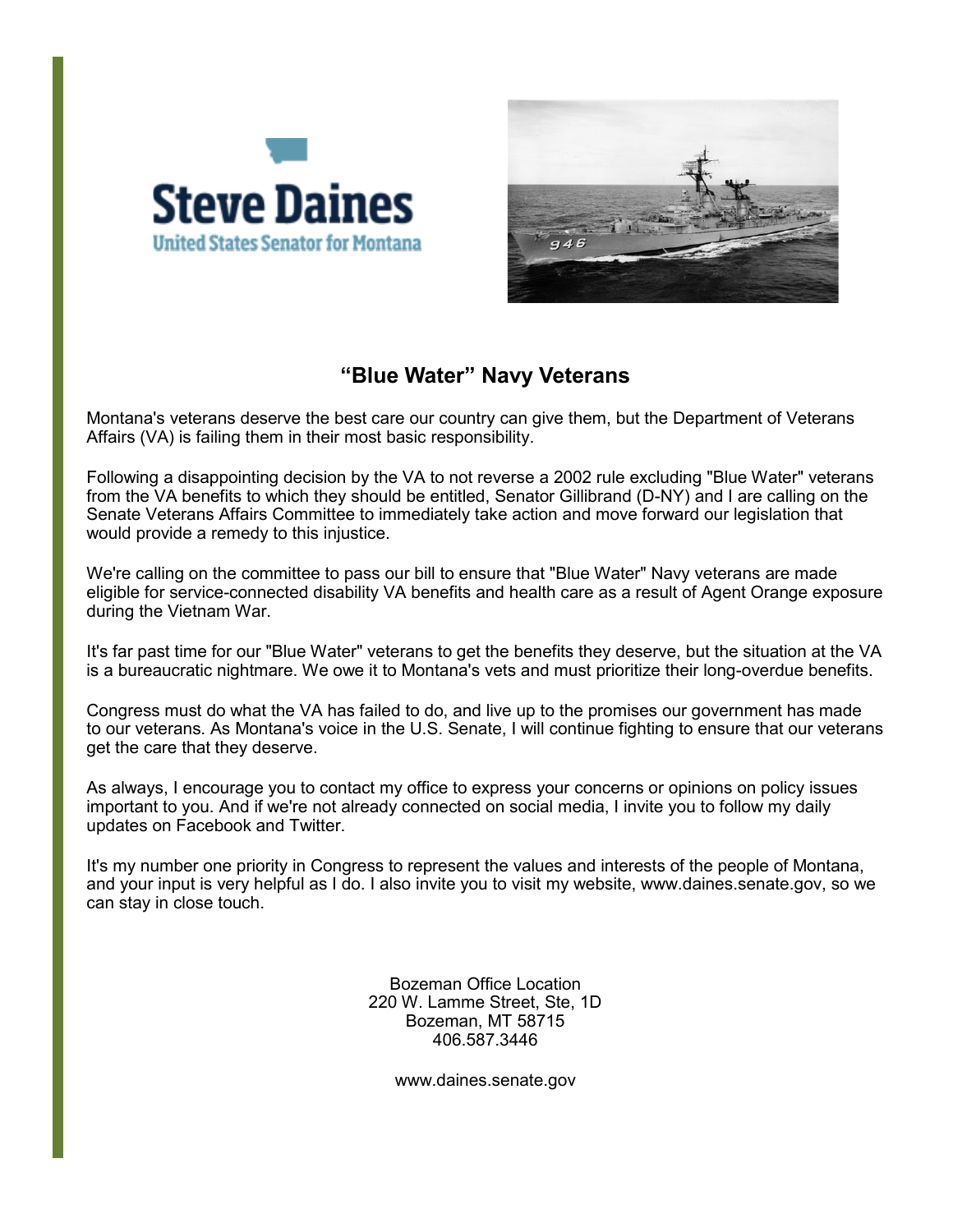**Steve Daines**
United States Senator for Montana

# "Blue Water" Navy Veterans

Montana's veterans deserve the best care our country can give them, but the Department of Veterans Affairs (VA) is failing them in their most basic responsibility.

Following a disappointing decision by the VA to not reverse a 2002 rule excluding "Blue Water" veterans from the VA benefits to which they should be entitled, Senator Gillibrand (D-NY) and I are calling on the Senate Veterans Affairs Committee to immediately take action and move forward our legislation that would provide a remedy to this injustice.

We're calling on the committee to pass our bill to ensure that "Blue Water" Navy veterans are made eligible for service-connected disability VA benefits and health care as a result of Agent Orange exposure during the Vietnam War.

It's far past time for our "Blue Water" veterans to get the benefits they deserve, but the situation at the VA is a bureaucratic nightmare. We owe it to Montana's vets and must prioritize their long-overdue benefits.

Congress must do what the VA has failed to do, and live up to the promises our government has made to our veterans. As Montana's voice in the U.S. Senate, I will continue fighting to ensure that our veterans get the care that they deserve.

As always, I encourage you to contact my office to express your concerns or opinions on policy issues important to you. And if we're not already connected on social media, I invite you to follow my daily updates on Facebook and Twitter.

It's my number one priority in Congress to represent the values and interests of the people of Montana, and your input is very helpful as I do. I also invite you to visit my website, www.daines.senate.gov, so we can stay in close touch.

Bozeman Office Location
220 W. Lamme Street, Ste, 1D
Bozeman, MT 58715
406.587.3446

www.daines.senate.gov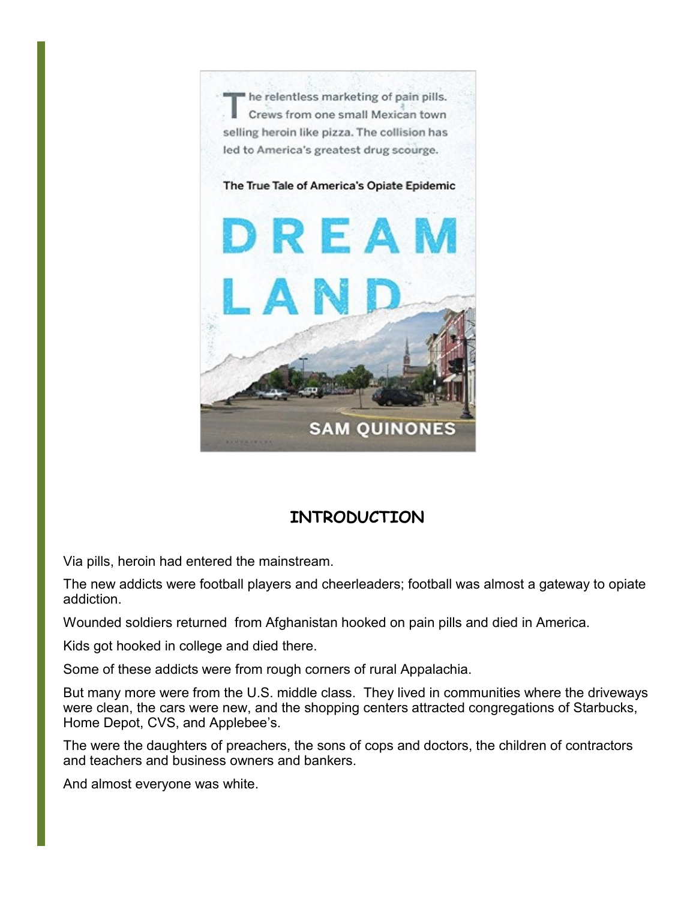The relentless marketing of pain pills. Crews from one small Mexican town selling heroin like pizza. The collision has led to America's greatest drug scourge.

The True Tale of America's Opiate Epidemic

DREAM LAND

SAM QUINONES

## INTRODUCTION

Via pills, heroin had entered the mainstream.

The new addicts were football players and cheerleaders; football was almost a gateway to opiate addiction.

Wounded soldiers returned from Afghanistan hooked on pain pills and died in America.

Kids got hooked in college and died there.

Some of these addicts were from rough corners of rural Appalachia.

But many more were from the U.S. middle class. They lived in communities where the driveways were clean, the cars were new, and the shopping centers attracted congregations of Starbucks, Home Depot, CVS, and Applebee's.

The were the daughters of preachers, the sons of cops and doctors, the children of contractors and teachers and business owners and bankers.

And almost everyone was white.